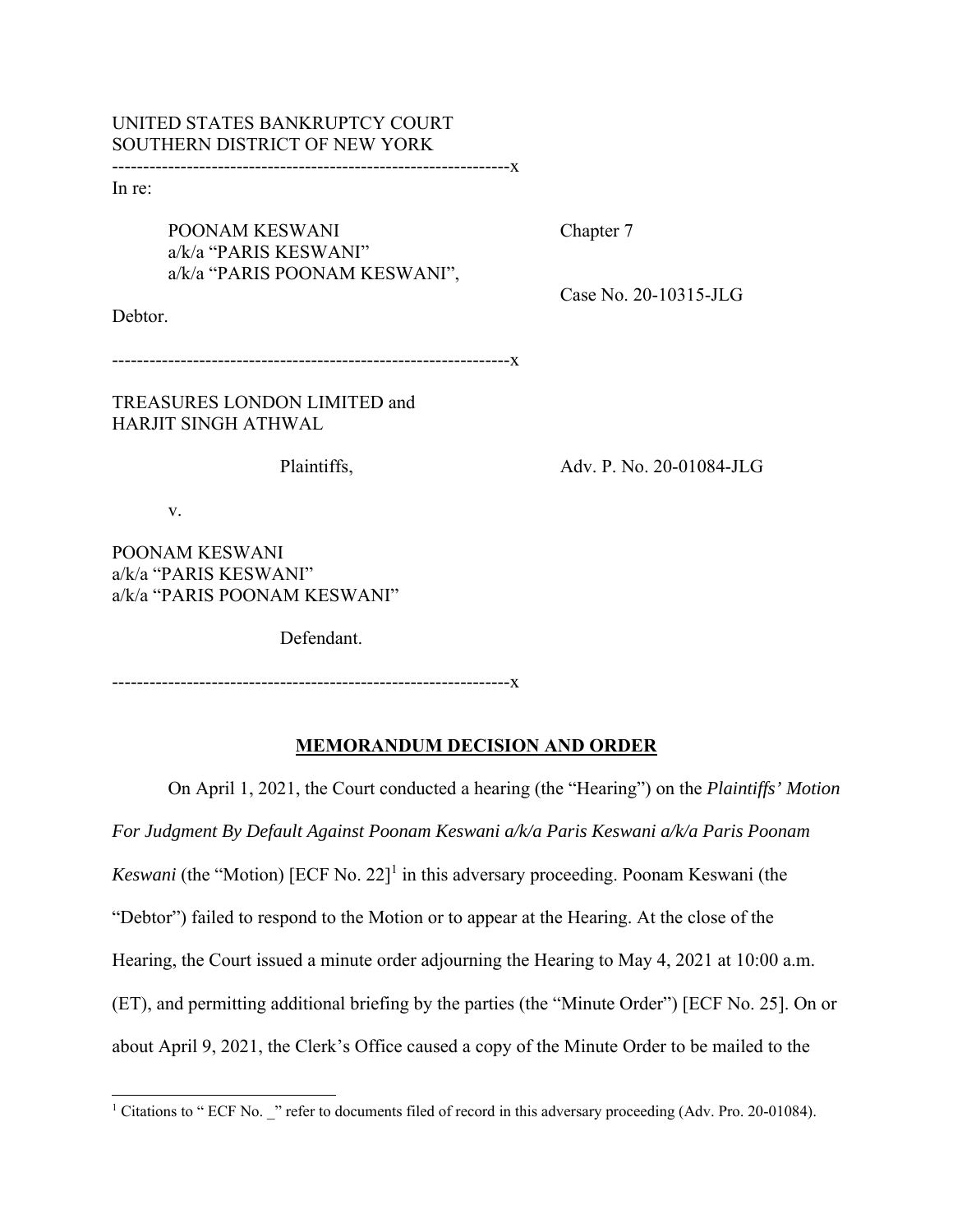UNITED STATES BANKRUPTCY COURT
SOUTHERN DISTRICT OF NEW YORK

---------------------------------------------------------------x

In re:

POONAM KESWANI
a/k/a "PARIS KESWANI"
a/k/a "PARIS POONAM KESWANI",

Debtor.

Chapter 7

Case No. 20-10315-JLG

---------------------------------------------------------------x

TREASURES LONDON LIMITED and
HARJIT SINGH ATHWAL

Plaintiffs,

Adv. P. No. 20-01084-JLG

v.

POONAM KESWANI
a/k/a "PARIS KESWANI"
a/k/a "PARIS POONAM KESWANI"

Defendant.

---------------------------------------------------------------x

## **MEMORANDUM DECISION AND ORDER**

On April 1, 2021, the Court conducted a hearing (the "Hearing") on the *Plaintiffs' Motion For Judgment By Default Against Poonam Keswani a/k/a Paris Keswani a/k/a Paris Poonam Keswani* (the "Motion) [ECF No. 22][1] in this adversary proceeding. Poonam Keswani (the "Debtor") failed to respond to the Motion or to appear at the Hearing. At the close of the Hearing, the Court issued a minute order adjourning the Hearing to May 4, 2021 at 10:00 a.m. (ET), and permitting additional briefing by the parties (the "Minute Order") [ECF No. 25]. On or about April 9, 2021, the Clerk's Office caused a copy of the Minute Order to be mailed to the

[1] Citations to " ECF No. _" refer to documents filed of record in this adversary proceeding (Adv. Pro. 20-01084).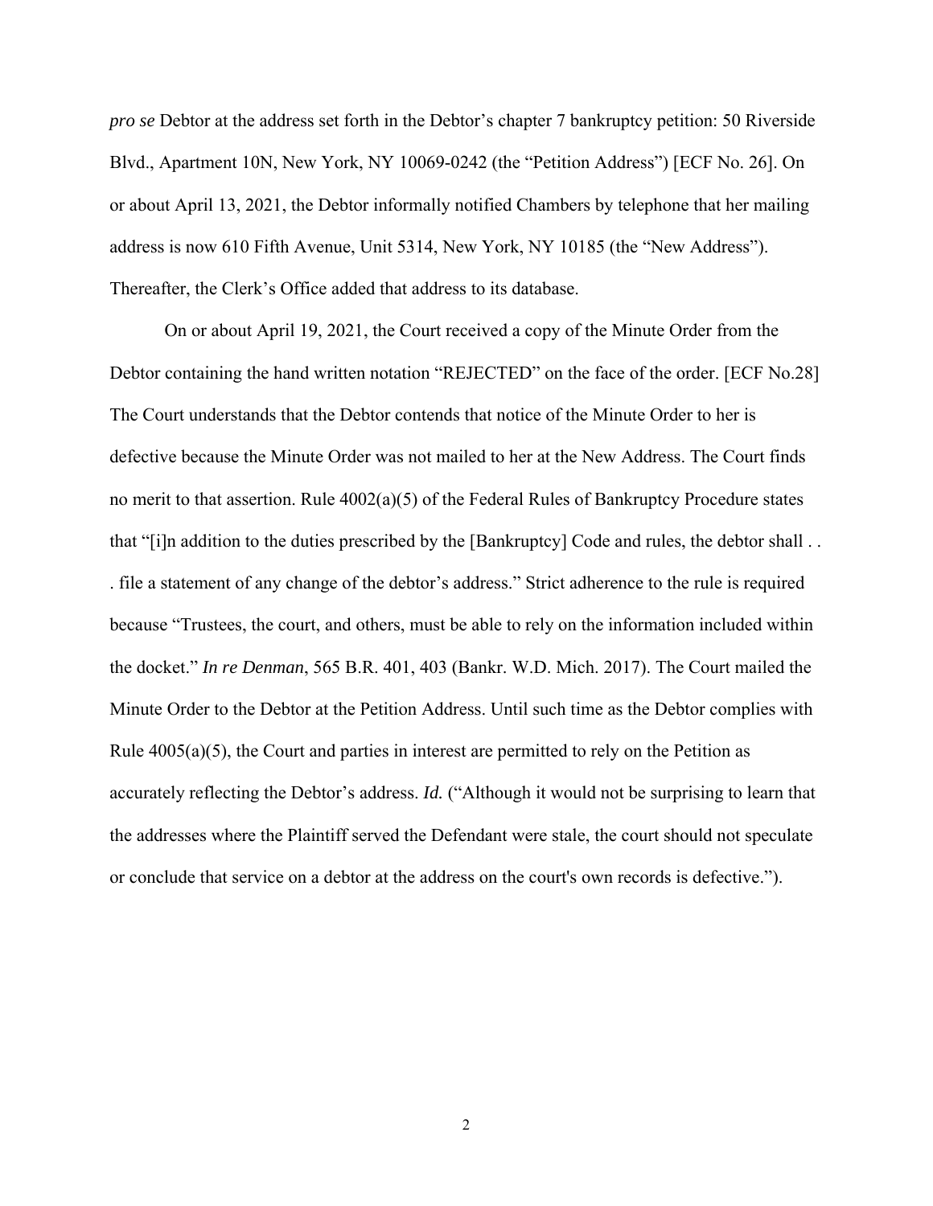*pro se* Debtor at the address set forth in the Debtor's chapter 7 bankruptcy petition: 50 Riverside Blvd., Apartment 10N, New York, NY 10069-0242 (the "Petition Address") [ECF No. 26]. On or about April 13, 2021, the Debtor informally notified Chambers by telephone that her mailing address is now 610 Fifth Avenue, Unit 5314, New York, NY 10185 (the "New Address"). Thereafter, the Clerk's Office added that address to its database.

On or about April 19, 2021, the Court received a copy of the Minute Order from the Debtor containing the hand written notation "REJECTED" on the face of the order. [ECF No.28] The Court understands that the Debtor contends that notice of the Minute Order to her is defective because the Minute Order was not mailed to her at the New Address. The Court finds no merit to that assertion. Rule 4002(a)(5) of the Federal Rules of Bankruptcy Procedure states that "[i]n addition to the duties prescribed by the [Bankruptcy] Code and rules, the debtor shall . . . file a statement of any change of the debtor's address." Strict adherence to the rule is required because "Trustees, the court, and others, must be able to rely on the information included within the docket." *In re Denman*, 565 B.R. 401, 403 (Bankr. W.D. Mich. 2017). The Court mailed the Minute Order to the Debtor at the Petition Address. Until such time as the Debtor complies with Rule 4005(a)(5), the Court and parties in interest are permitted to rely on the Petition as accurately reflecting the Debtor's address. *Id.* ("Although it would not be surprising to learn that the addresses where the Plaintiff served the Defendant were stale, the court should not speculate or conclude that service on a debtor at the address on the court's own records is defective.").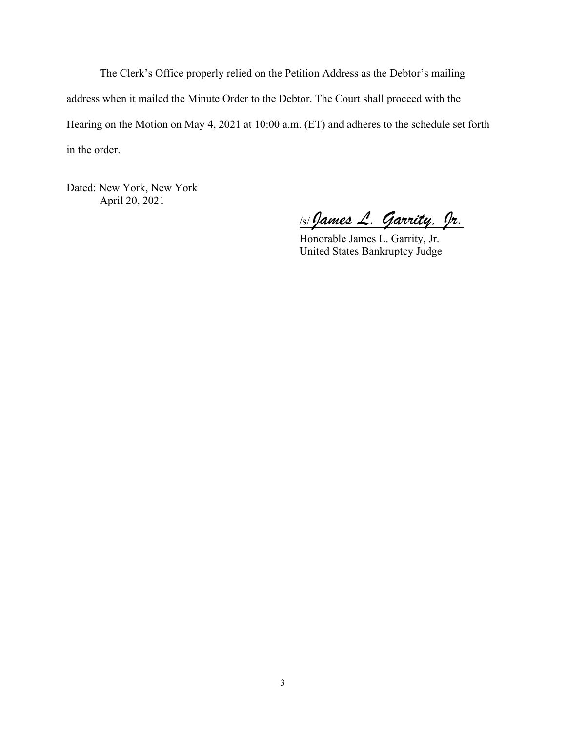The Clerk's Office properly relied on the Petition Address as the Debtor's mailing address when it mailed the Minute Order to the Debtor. The Court shall proceed with the Hearing on the Motion on May 4, 2021 at 10:00 a.m. (ET) and adheres to the schedule set forth in the order.

Dated: New York, New York
April 20, 2021

/s/ *James L. Garrity, Jr.*

Honorable James L. Garrity, Jr.
United States Bankruptcy Judge